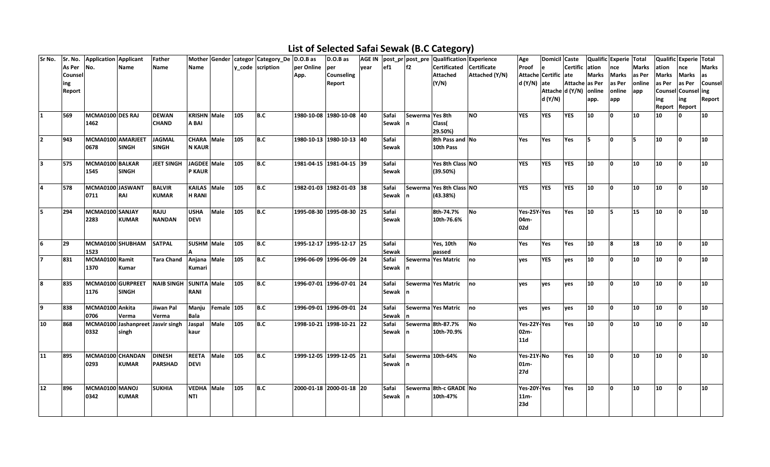# List of Selected Safai Sewak (B.C Category)

| Sr No. | Sr. No. As Per Counseling Report | Application No. | Applicant Name | Father Name | Mother Name | Gender | category_code | Category_Description | D.O.B as per Online App. | D.O.B as per Counseling Report | AGE IN year | post_pref1 | post_pref2 | Qualification Certificated Attached (Y/N) | Experience Certificate Attached (Y/N) | Age Proof Attached (Y/N) | Domicile Certificate Attached (Y/N) | Caste Certificate Attached (Y/N) | Qualification Marks as Per online app. | Experience Marks as Per online app | Total Marks as Per online app | Qualification Marks as Per Counseling Report | Experience Marks as Per Counseling Report | Total Marks as Counseling Report |
|---|---|---|---|---|---|---|---|---|---|---|---|---|---|---|---|---|---|---|---|---|---|---|---|---|
| 1 | 569 | MCMA01001462 | DES RAJ | DEWAN CHAND | KRISHNA BAI | Male | 105 | B.C | 1980-10-08 | 1980-10-08 | 40 | Safai Sewak | Sewerman | Yes 8th Class( 29.50%) | NO | YES | YES | YES | 10 | 0 | 10 | 10 | 0 | 10 |
| 2 | 943 | MCMA01000678 | AMARJEET SINGH | JAGMAL SINGH | CHARAN KAUR | Male | 105 | B.C | 1980-10-13 | 1980-10-13 | 40 | Safai Sewak | | 8th Pass and 10th Pass | No | Yes | Yes | Yes | 5 | 0 | 5 | 10 | 0 | 10 |
| 3 | 575 | MCMA01001545 | BALKAR SINGH | JEET SINGH | JAGDEEP KAUR | Male | 105 | B.C | 1981-04-15 | 1981-04-15 | 39 | Safai Sewak | | Yes 8th Class (39.50%) | NO | YES | YES | YES | 10 | 0 | 10 | 10 | 0 | 10 |
| 4 | 578 | MCMA01000711 | JASWANT RAI | BALVIR KUMAR | KAILASH RANI | Male | 105 | B.C | 1982-01-03 | 1982-01-03 | 38 | Safai Sewak | Sewerman | Yes 8th Class (43.38%) | NO | YES | YES | YES | 10 | 0 | 10 | 10 | 0 | 10 |
| 5 | 294 | MCMA01002283 | SANJAY KUMAR | RAJU NANDAN | USHA DEVI | Male | 105 | B.C | 1995-08-30 | 1995-08-30 | 25 | Safai Sewak | | 8th-74.7% 10th-76.6% | No | Yes-25Y-04m-02d | Yes | Yes | 10 | 5 | 15 | 10 | 0 | 10 |
| 6 | 29 | MCMA01001523 | SHUBHAM | SATPAL | SUSHMA | Male | 105 | B.C | 1995-12-17 | 1995-12-17 | 25 | Safai Sewak | | Yes, 10th passed | No | Yes | Yes | Yes | 10 | 8 | 18 | 10 | 0 | 10 |
| 7 | 831 | MCMA01001370 | Ramit Kumar | Tara Chand | Anjana Kumari | Male | 105 | B.C | 1996-06-09 | 1996-06-09 | 24 | Safai Sewak | Sewerman | Yes Matric | no | yes | YES | yes | 10 | 0 | 10 | 10 | 0 | 10 |
| 8 | 835 | MCMA01001176 | GURPREET SINGH | NAIB SINGH | SUNITA RANI | Male | 105 | B.C | 1996-07-01 | 1996-07-01 | 24 | Safai Sewak | Sewerman | Yes Matric | no | yes | yes | yes | 10 | 0 | 10 | 10 | 0 | 10 |
| 9 | 838 | MCMA01000706 | Ankita Verma | Jiwan Pal Verma | Manju Bala | Female | 105 | B.C | 1996-09-01 | 1996-09-01 | 24 | Safai Sewak | Sewerman | Yes Matric | no | yes | yes | yes | 10 | 0 | 10 | 10 | 0 | 10 |
| 10 | 868 | MCMA01000332 | Jashanpreet singh | Jasvir singh | Jaspal kaur | Male | 105 | B.C | 1998-10-21 | 1998-10-21 | 22 | Safai Sewak | Sewerman | 8th-87.7% 10th-70.9% | No | Yes-22Y-02m-11d | Yes | Yes | 10 | 0 | 10 | 10 | 0 | 10 |
| 11 | 895 | MCMA01000293 | CHANDAN KUMAR | DINESH PARSHAD | REETA DEVI | Male | 105 | B.C | 1999-12-05 | 1999-12-05 | 21 | Safai Sewak | Sewerman | 10th-64% | No | Yes-21Y-01m-27d | No | Yes | 10 | 0 | 10 | 10 | 0 | 10 |
| 12 | 896 | MCMA01000342 | MANOJ KUMAR | SUKHIA | VEDHANTI | Male | 105 | B.C | 2000-01-18 | 2000-01-18 | 20 | Safai Sewak | Sewerman | 8th-c GRADE 10th-47% | No | Yes-20Y-11m-23d | Yes | Yes | 10 | 0 | 10 | 10 | 0 | 10 |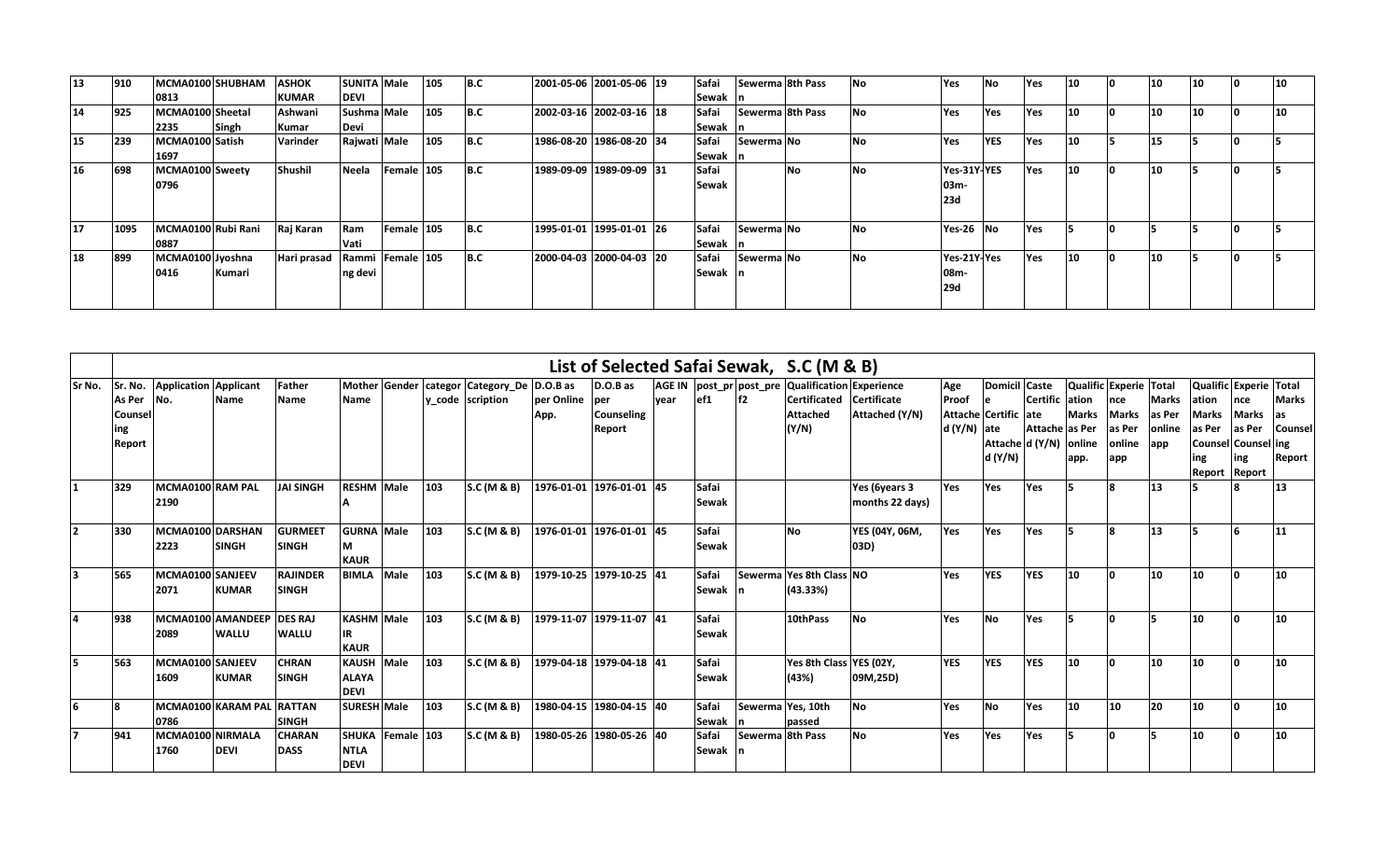| 13 | 910 | MCMA0100 0813 | SHUBHAM | ASHOK KUMAR | SUNITA DEVI | Male | 105 | B.C | 2001-05-06 | 2001-05-06 | 19 | Safai Sewak | Sewerma n | 8th Pass | No | Yes | No | Yes | 10 | 0 | 10 | 10 | 0 | 10 |
|---|---|---|---|---|---|---|---|---|---|---|---|---|---|---|---|---|---|---|---|---|---|---|---|---|
| 14 | 925 | MCMA0100 2235 | Sheetal Singh | Ashwani Kumar | Sushma Devi | Male | 105 | B.C | 2002-03-16 | 2002-03-16 | 18 | Safai Sewak | Sewerma n | 8th Pass | No | Yes | Yes | Yes | 10 | 0 | 10 | 10 | 0 | 10 |
| 15 | 239 | MCMA0100 1697 | Satish | Varinder | Rajwati | Male | 105 | B.C | 1986-08-20 | 1986-08-20 | 34 | Safai Sewak | Sewerma n | No | No | Yes | YES | Yes | 10 | 5 | 15 | 5 | 0 | 5 |
| 16 | 698 | MCMA0100 0796 | Sweety | Shushil | Neela | Female | 105 | B.C | 1989-09-09 | 1989-09-09 | 31 | Safai Sewak | | No | No | Yes-31Y-03m-23d | YES | Yes | 10 | 0 | 10 | 5 | 0 | 5 |
| 17 | 1095 | MCMA0100 0887 | Rubi Rani | Raj Karan | Ram Vati | Female | 105 | B.C | 1995-01-01 | 1995-01-01 | 26 | Safai Sewak | Sewerma n | No | No | Yes-26 | No | Yes | 5 | 0 | 5 | 5 | 0 | 5 |
| 18 | 899 | MCMA0100 0416 | Jyoshna Kumari | Hari prasad | Rammi ng devi | Female | 105 | B.C | 2000-04-03 | 2000-04-03 | 20 | Safai Sewak | Sewerma n | No | No | Yes-21Y-08m-29d | Yes | Yes | 10 | 0 | 10 | 5 | 0 | 5 |

## List of Selected Safai Sewak, S.C (M & B)

| Sr No. | Sr. No. As Per Counseling Report | Application No. | Applicant Name | Father Name | Mother Name | Gender | category_code | Category_Description | D.O.B as per Online App. | D.O.B as per Counseling Report | AGE IN year | post_pref1 | post_pref2 | Qualification Certificated Attached (Y/N) | Experience Certificate Attached (Y/N) | Age Proof Attached (Y/N) | Domicile Certificate Attached (Y/N) | Caste Certificate Attached (Y/N) | Qualification Marks as Per online app. | Experience Marks as Per online app | Total Marks as Per online app | Qualification Marks as Per Counseling Report | Experience Marks as Per Counseling Report | Total Marks as Counseling Report |
|---|---|---|---|---|---|---|---|---|---|---|---|---|---|---|---|---|---|---|---|---|---|---|---|---|
| 1 | 329 | MCMA0100 2190 | RAM PAL | JAI SINGH | RESHMA | Male | 103 | S.C (M & B) | 1976-01-01 | 1976-01-01 | 45 | Safai Sewak | | | Yes (6years 3 months 22 days) | Yes | Yes | Yes | 5 | 8 | 13 | 5 | 8 | 13 |
| 2 | 330 | MCMA0100 2223 | DARSHAN SINGH | GURMEET SINGH | GURNAM KAUR | Male | 103 | S.C (M & B) | 1976-01-01 | 1976-01-01 | 45 | Safai Sewak | | No | YES (04Y, 06M, 03D) | Yes | Yes | Yes | 5 | 8 | 13 | 5 | 6 | 11 |
| 3 | 565 | MCMA0100 2071 | SANJEEV KUMAR | RAJINDER SINGH | BIMLA | Male | 103 | S.C (M & B) | 1979-10-25 | 1979-10-25 | 41 | Safai Sewak | Sewerman | Yes 8th Class (43.33%) | NO | Yes | YES | YES | 10 | 0 | 10 | 10 | 0 | 10 |
| 4 | 938 | MCMA0100 2089 | AMANDEEP WALLU | DES RAJ WALLU | KASHMIR KAUR | Male | 103 | S.C (M & B) | 1979-11-07 | 1979-11-07 | 41 | Safai Sewak | | 10thPass | No | Yes | No | Yes | 5 | 0 | 5 | 10 | 0 | 10 |
| 5 | 563 | MCMA0100 1609 | SANJEEV KUMAR | CHRAN SINGH | KAUSHALAYA DEVI | Male | 103 | S.C (M & B) | 1979-04-18 | 1979-04-18 | 41 | Safai Sewak | | Yes 8th Class (43%) | YES (02Y, 09M,25D) | YES | YES | YES | 10 | 0 | 10 | 10 | 0 | 10 |
| 6 | 8 | MCMA0100 0786 | KARAM PAL | RATTAN SINGH | SURESH | Male | 103 | S.C (M & B) | 1980-04-15 | 1980-04-15 | 40 | Safai Sewak | Sewerman | Yes, 10th passed | No | Yes | No | Yes | 10 | 10 | 20 | 10 | 0 | 10 |
| 7 | 941 | MCMA0100 1760 | NIRMALA DEVI | CHARAN DASS | SHUKANTLA DEVI | Female | 103 | S.C (M & B) | 1980-05-26 | 1980-05-26 | 40 | Safai Sewak | Sewerman | 8th Pass | No | Yes | Yes | Yes | 5 | 0 | 5 | 10 | 0 | 10 |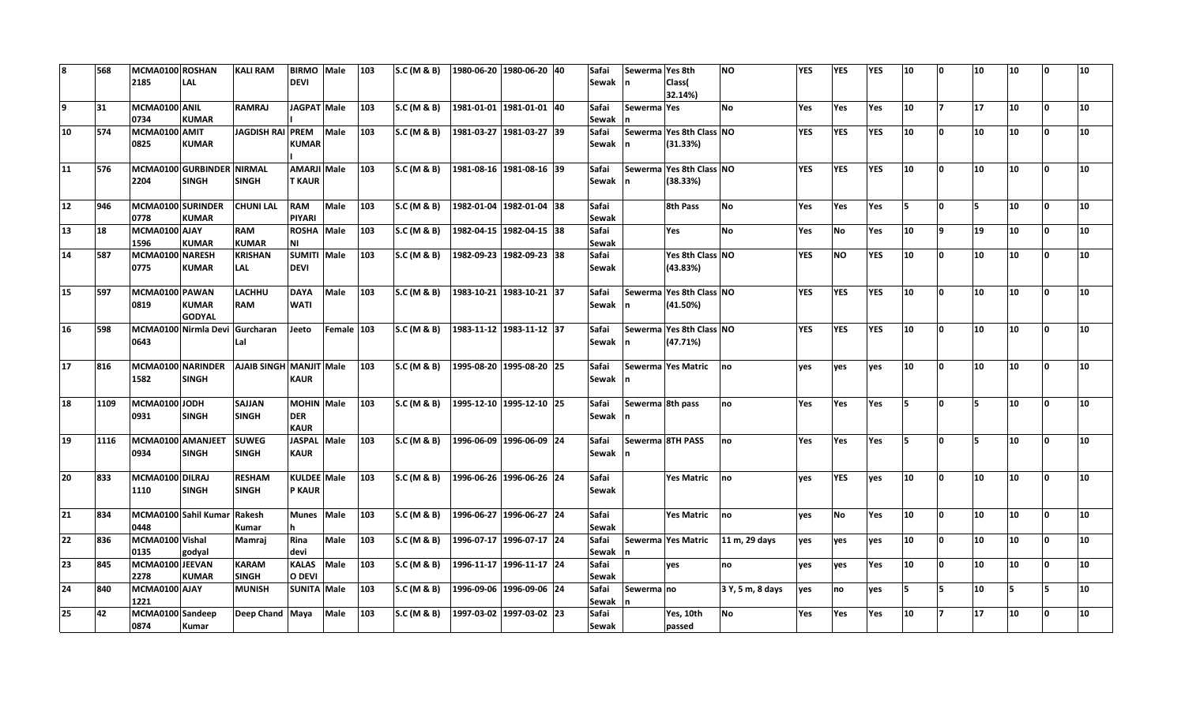| 8 | 568 | MCMA0100 2185 | ROSHAN LAL | KALI RAM | BIRMO DEVI | Male | 103 | S.C (M & B) | 1980-06-20 | 1980-06-20 | 40 | Safai Sewak | Sewerma n | Yes 8th Class( 32.14%) | NO | YES | YES | YES | 10 | 0 | 10 | 10 | 0 | 10 |
|---|---|---|---|---|---|---|---|---|---|---|---|---|---|---|---|---|---|---|---|---|---|---|---|---|
| 9 | 31 | MCMA0100 0734 | ANIL KUMAR | RAMRAJ | JAGPAT I | Male | 103 | S.C (M & B) | 1981-01-01 | 1981-01-01 | 40 | Safai Sewak | Sewerma n | Yes | No | Yes | Yes | Yes | 10 | 7 | 17 | 10 | 0 | 10 |
| 10 | 574 | MCMA0100 0825 | AMIT KUMAR | JAGDISH RAI | PREM KUMAR I | Male | 103 | S.C (M & B) | 1981-03-27 | 1981-03-27 | 39 | Safai Sewak | Sewerma n | Yes 8th Class (31.33%) | NO | YES | YES | YES | 10 | 0 | 10 | 10 | 0 | 10 |
| 11 | 576 | MCMA0100 2204 | GURBINDER SINGH | NIRMAL SINGH | AMARJI T KAUR | Male | 103 | S.C (M & B) | 1981-08-16 | 1981-08-16 | 39 | Safai Sewak | Sewerma n | Yes 8th Class (38.33%) | NO | YES | YES | YES | 10 | 0 | 10 | 10 | 0 | 10 |
| 12 | 946 | MCMA0100 0778 | SURINDER KUMAR | CHUNI LAL | RAM PIYARI | Male | 103 | S.C (M & B) | 1982-01-04 | 1982-01-04 | 38 | Safai Sewak | | 8th Pass | No | Yes | Yes | Yes | 5 | 0 | 5 | 10 | 0 | 10 |
| 13 | 18 | MCMA0100 1596 | AJAY KUMAR | RAM KUMAR | ROSHA NI | Male | 103 | S.C (M & B) | 1982-04-15 | 1982-04-15 | 38 | Safai Sewak | | Yes | No | Yes | No | Yes | 10 | 9 | 19 | 10 | 0 | 10 |
| 14 | 587 | MCMA0100 0775 | NARESH KUMAR | KRISHAN LAL | SUMITI DEVI | Male | 103 | S.C (M & B) | 1982-09-23 | 1982-09-23 | 38 | Safai Sewak | | Yes 8th Class (43.83%) | NO | YES | NO | YES | 10 | 0 | 10 | 10 | 0 | 10 |
| 15 | 597 | MCMA0100 0819 | PAWAN KUMAR GODYAL | LACHHU RAM | DAYA WATI | Male | 103 | S.C (M & B) | 1983-10-21 | 1983-10-21 | 37 | Safai Sewak | Sewerma n | Yes 8th Class (41.50%) | NO | YES | YES | YES | 10 | 0 | 10 | 10 | 0 | 10 |
| 16 | 598 | MCMA0100 0643 | Nirmla Devi | Gurcharan Lal | Jeeto | Female | 103 | S.C (M & B) | 1983-11-12 | 1983-11-12 | 37 | Safai Sewak | Sewerma n | Yes 8th Class (47.71%) | NO | YES | YES | YES | 10 | 0 | 10 | 10 | 0 | 10 |
| 17 | 816 | MCMA0100 1582 | NARINDER SINGH | AJAIB SINGH | MANJIT KAUR | Male | 103 | S.C (M & B) | 1995-08-20 | 1995-08-20 | 25 | Safai Sewak | Sewerma n | Yes Matric | no | yes | yes | yes | 10 | 0 | 10 | 10 | 0 | 10 |
| 18 | 1109 | MCMA0100 0931 | JODH SINGH | SAJJAN SINGH | MOHIN DER KAUR | Male | 103 | S.C (M & B) | 1995-12-10 | 1995-12-10 | 25 | Safai Sewak | Sewerma n | 8th pass | no | Yes | Yes | Yes | 5 | 0 | 5 | 10 | 0 | 10 |
| 19 | 1116 | MCMA0100 0934 | AMANJEET SINGH | SUWEG SINGH | JASPAL KAUR | Male | 103 | S.C (M & B) | 1996-06-09 | 1996-06-09 | 24 | Safai Sewak | Sewerma n | 8TH PASS | no | Yes | Yes | Yes | 5 | 0 | 5 | 10 | 0 | 10 |
| 20 | 833 | MCMA0100 1110 | DILRAJ SINGH | RESHAM SINGH | KULDEE P KAUR | Male | 103 | S.C (M & B) | 1996-06-26 | 1996-06-26 | 24 | Safai Sewak | | Yes Matric | no | yes | YES | yes | 10 | 0 | 10 | 10 | 0 | 10 |
| 21 | 834 | MCMA0100 0448 | Sahil Kumar | Rakesh Kumar | Munes h | Male | 103 | S.C (M & B) | 1996-06-27 | 1996-06-27 | 24 | Safai Sewak | | Yes Matric | no | yes | No | Yes | 10 | 0 | 10 | 10 | 0 | 10 |
| 22 | 836 | MCMA0100 0135 | Vishal godyal | Mamraj | Rina devi | Male | 103 | S.C (M & B) | 1996-07-17 | 1996-07-17 | 24 | Safai Sewak | Sewerma n | Yes Matric | 11 m, 29 days | yes | yes | yes | 10 | 0 | 10 | 10 | 0 | 10 |
| 23 | 845 | MCMA0100 2278 | JEEVAN KUMAR | KARAM SINGH | KALAS O DEVI | Male | 103 | S.C (M & B) | 1996-11-17 | 1996-11-17 | 24 | Safai Sewak | | yes | no | yes | yes | Yes | 10 | 0 | 10 | 10 | 0 | 10 |
| 24 | 840 | MCMA0100 1221 | AJAY | MUNISH | SUNITA | Male | 103 | S.C (M & B) | 1996-09-06 | 1996-09-06 | 24 | Safai Sewak | Sewerma n | no | 3 Y, 5 m, 8 days | yes | no | yes | 5 | 5 | 10 | 5 | 5 | 10 |
| 25 | 42 | MCMA0100 0874 | Sandeep Kumar | Deep Chand | Maya | Male | 103 | S.C (M & B) | 1997-03-02 | 1997-03-02 | 23 | Safai Sewak | | Yes, 10th passed | No | Yes | Yes | Yes | 10 | 7 | 17 | 10 | 0 | 10 |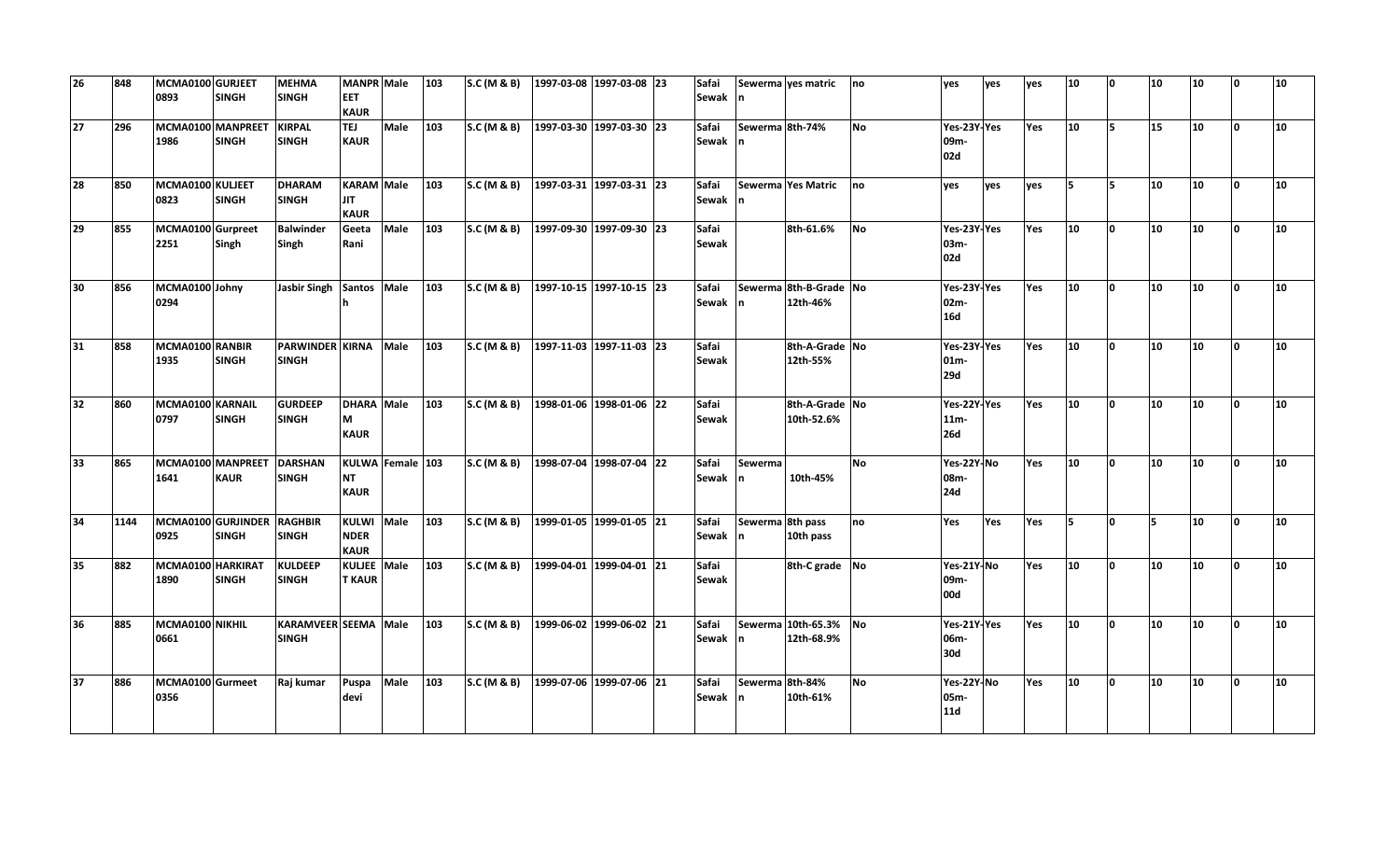| 26 | 848 | MCMA0100 0893 | GURJEET SINGH | MEHMA SINGH | MANPREET KAUR | Male | 103 | S.C (M & B) | 1997-03-08 | 1997-03-08 | 23 | Safai Sewak | Sewerman | yes matric | no | yes | yes | yes | 10 | 0 | 10 | 10 | 0 | 10 |
|---|---|---|---|---|---|---|---|---|---|---|---|---|---|---|---|---|---|---|---|---|---|---|---|---|
| 27 | 296 | MCMA0100 1986 | MANPREET SINGH | KIRPAL SINGH | TEJ KAUR | Male | 103 | S.C (M & B) | 1997-03-30 | 1997-03-30 | 23 | Safai Sewak | Sewerman | 8th-74% | No | Yes-23Y-09m-02d | Yes | Yes | 10 | 5 | 15 | 10 | 0 | 10 |
| 28 | 850 | MCMA0100 0823 | KULJEET SINGH | DHARAM SINGH | KARAM JIT KAUR | Male | 103 | S.C (M & B) | 1997-03-31 | 1997-03-31 | 23 | Safai Sewak | Sewerman | Yes Matric | no | yes | yes | yes | 5 | 5 | 10 | 10 | 0 | 10 |
| 29 | 855 | MCMA0100 2251 | Gurpreet Singh | Balwinder Singh | Geeta Rani | Male | 103 | S.C (M & B) | 1997-09-30 | 1997-09-30 | 23 | Safai Sewak | | 8th-61.6% | No | Yes-23Y-03m-02d | Yes | Yes | 10 | 0 | 10 | 10 | 0 | 10 |
| 30 | 856 | MCMA0100 0294 | Johny | Jasbir Singh | Santosh | Male | 103 | S.C (M & B) | 1997-10-15 | 1997-10-15 | 23 | Safai Sewak | Sewerman | 8th-B-Grade 12th-46% | No | Yes-23Y-02m-16d | Yes | Yes | 10 | 0 | 10 | 10 | 0 | 10 |
| 31 | 858 | MCMA0100 1935 | RANBIR SINGH | PARWINDER SINGH | KIRNA | Male | 103 | S.C (M & B) | 1997-11-03 | 1997-11-03 | 23 | Safai Sewak | | 8th-A-Grade 12th-55% | No | Yes-23Y-01m-29d | Yes | Yes | 10 | 0 | 10 | 10 | 0 | 10 |
| 32 | 860 | MCMA0100 0797 | KARNAIL SINGH | GURDEEP SINGH | DHARAM KAUR | Male | 103 | S.C (M & B) | 1998-01-06 | 1998-01-06 | 22 | Safai Sewak | | 8th-A-Grade 10th-52.6% | No | Yes-22Y-11m-26d | Yes | Yes | 10 | 0 | 10 | 10 | 0 | 10 |
| 33 | 865 | MCMA0100 1641 | MANPREET KAUR | DARSHAN SINGH | KULWANT KAUR | Female | 103 | S.C (M & B) | 1998-07-04 | 1998-07-04 | 22 | Safai Sewak | Sewerman | 10th-45% | No | Yes-22Y-08m-24d | No | Yes | 10 | 0 | 10 | 10 | 0 | 10 |
| 34 | 1144 | MCMA0100 0925 | GURJINDER SINGH | RAGHBIR SINGH | KULWINDER KAUR | Male | 103 | S.C (M & B) | 1999-01-05 | 1999-01-05 | 21 | Safai Sewak | Sewerman | 8th pass 10th pass | no | Yes | Yes | Yes | 5 | 0 | 5 | 10 | 0 | 10 |
| 35 | 882 | MCMA0100 1890 | HARKIRAT SINGH | KULDEEP SINGH | KULJEET KAUR | Male | 103 | S.C (M & B) | 1999-04-01 | 1999-04-01 | 21 | Safai Sewak | | 8th-C grade | No | Yes-21Y-09m-00d | No | Yes | 10 | 0 | 10 | 10 | 0 | 10 |
| 36 | 885 | MCMA0100 0661 | NIKHIL | KARAMVEER SINGH | SEEMA | Male | 103 | S.C (M & B) | 1999-06-02 | 1999-06-02 | 21 | Safai Sewak | Sewerman | 10th-65.3% 12th-68.9% | No | Yes-21Y-06m-30d | Yes | Yes | 10 | 0 | 10 | 10 | 0 | 10 |
| 37 | 886 | MCMA0100 0356 | Gurmeet | Raj kumar | Puspa devi | Male | 103 | S.C (M & B) | 1999-07-06 | 1999-07-06 | 21 | Safai Sewak | Sewerman | 8th-84% 10th-61% | No | Yes-22Y-05m-11d | No | Yes | 10 | 0 | 10 | 10 | 0 | 10 |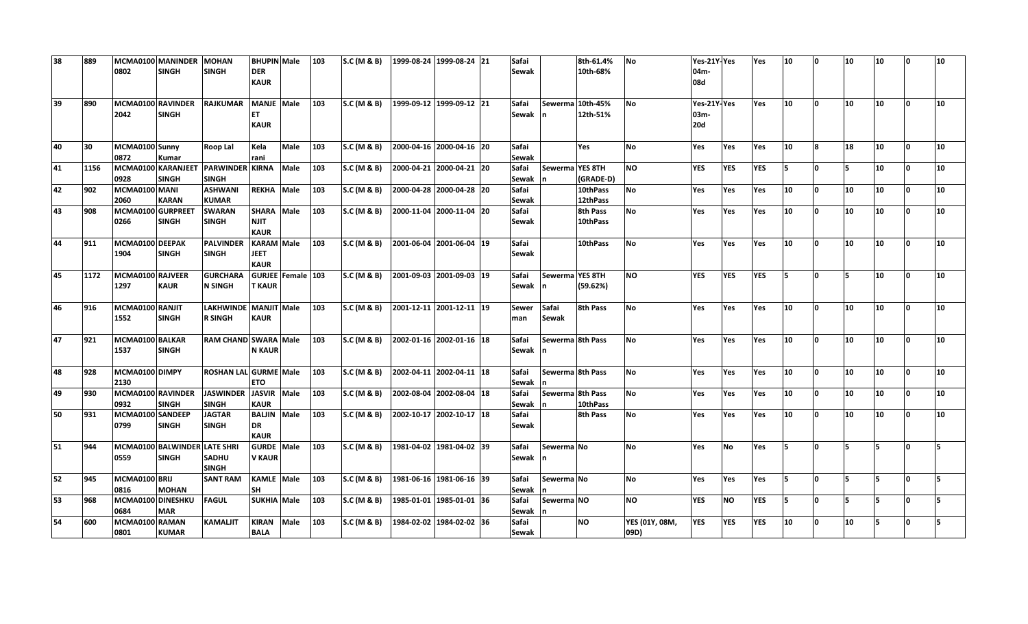| 38 | 889 | MCMA0100 0802 | MANINDER SINGH | MOHAN SINGH | BHUPIN DER KAUR | Male | 103 | S.C (M & B) | 1999-08-24 | 1999-08-24 | 21 | Safai Sewak | | 8th-61.4% 10th-68% | No | Yes-21Y-04m-08d | Yes | Yes | 10 | 0 | 10 | 10 | 0 | 10 |
|---|---|---|---|---|---|---|---|---|---|---|---|---|---|---|---|---|---|---|---|---|---|---|---|---|
| 39 | 890 | MCMA0100 2042 | RAVINDER SINGH | RAJKUMAR | MANJE ET KAUR | Male | 103 | S.C (M & B) | 1999-09-12 | 1999-09-12 | 21 | Safai Sewak | Sewerma n | 10th-45% 12th-51% | No | Yes-21Y-03m-20d | Yes | Yes | 10 | 0 | 10 | 10 | 0 | 10 |
| 40 | 30 | MCMA0100 0872 | Sunny Kumar | Roop Lal | Kela rani | Male | 103 | S.C (M & B) | 2000-04-16 | 2000-04-16 | 20 | Safai Sewak | | Yes | No | Yes | Yes | Yes | 10 | 8 | 18 | 10 | 0 | 10 |
| 41 | 1156 | MCMA0100 0928 | KARANJEET SINGH | PARWINDER SINGH | KIRNA | Male | 103 | S.C (M & B) | 2000-04-21 | 2000-04-21 | 20 | Safai Sewak | Sewerma n | YES 8TH (GRADE-D) | NO | YES | YES | YES | 5 | 0 | 5 | 10 | 0 | 10 |
| 42 | 902 | MCMA0100 2060 | MANI KARAN | ASHWANI KUMAR | REKHA | Male | 103 | S.C (M & B) | 2000-04-28 | 2000-04-28 | 20 | Safai Sewak | | 10thPass 12thPass | No | Yes | Yes | Yes | 10 | 0 | 10 | 10 | 0 | 10 |
| 43 | 908 | MCMA0100 0266 | GURPREET SINGH | SWARAN SINGH | SHARA NJIT KAUR | Male | 103 | S.C (M & B) | 2000-11-04 | 2000-11-04 | 20 | Safai Sewak | | 8th Pass 10thPass | No | Yes | Yes | Yes | 10 | 0 | 10 | 10 | 0 | 10 |
| 44 | 911 | MCMA0100 1904 | DEEPAK SINGH | PALVINDER SINGH | KARAM JEET KAUR | Male | 103 | S.C (M & B) | 2001-06-04 | 2001-06-04 | 19 | Safai Sewak | | 10thPass | No | Yes | Yes | Yes | 10 | 0 | 10 | 10 | 0 | 10 |
| 45 | 1172 | MCMA0100 1297 | RAJVEER KAUR | GURCHARA N SINGH | GURJEE T KAUR | Female | 103 | S.C (M & B) | 2001-09-03 | 2001-09-03 | 19 | Safai Sewak | Sewerma n | YES 8TH (59.62%) | NO | YES | YES | YES | 5 | 0 | 5 | 10 | 0 | 10 |
| 46 | 916 | MCMA0100 1552 | RANJIT SINGH | LAKHWINDE R SINGH | MANJIT KAUR | Male | 103 | S.C (M & B) | 2001-12-11 | 2001-12-11 | 19 | Sewer man | Safai Sewak | 8th Pass | No | Yes | Yes | Yes | 10 | 0 | 10 | 10 | 0 | 10 |
| 47 | 921 | MCMA0100 1537 | BALKAR SINGH | RAM CHAND | SWARA N KAUR | Male | 103 | S.C (M & B) | 2002-01-16 | 2002-01-16 | 18 | Safai Sewak | Sewerma n | 8th Pass | No | Yes | Yes | Yes | 10 | 0 | 10 | 10 | 0 | 10 |
| 48 | 928 | MCMA0100 2130 | DIMPY | ROSHAN LAL | GURME ETO | Male | 103 | S.C (M & B) | 2002-04-11 | 2002-04-11 | 18 | Safai Sewak | Sewerma n | 8th Pass | No | Yes | Yes | Yes | 10 | 0 | 10 | 10 | 0 | 10 |
| 49 | 930 | MCMA0100 0932 | RAVINDER SINGH | JASWINDER SINGH | JASVIR KAUR | Male | 103 | S.C (M & B) | 2002-08-04 | 2002-08-04 | 18 | Safai Sewak | Sewerma n | 8th Pass 10thPass | No | Yes | Yes | Yes | 10 | 0 | 10 | 10 | 0 | 10 |
| 50 | 931 | MCMA0100 0799 | SANDEEP SINGH | JAGTAR SINGH | BALJIN DR KAUR | Male | 103 | S.C (M & B) | 2002-10-17 | 2002-10-17 | 18 | Safai Sewak | | 8th Pass | No | Yes | Yes | Yes | 10 | 0 | 10 | 10 | 0 | 10 |
| 51 | 944 | MCMA0100 0559 | BALWINDER SINGH | LATE SHRI SADHU SINGH | GURDE V KAUR | Male | 103 | S.C (M & B) | 1981-04-02 | 1981-04-02 | 39 | Safai Sewak | Sewerma n | No | No | Yes | No | Yes | 5 | 0 | 5 | 5 | 0 | 5 |
| 52 | 945 | MCMA0100 0816 | BRIJ MOHAN | SANT RAM | KAMLE SH | Male | 103 | S.C (M & B) | 1981-06-16 | 1981-06-16 | 39 | Safai Sewak | Sewerma n | No | No | Yes | Yes | Yes | 5 | 0 | 5 | 5 | 0 | 5 |
| 53 | 968 | MCMA0100 0684 | DINESHKU MAR | FAGUL | SUKHIA | Male | 103 | S.C (M & B) | 1985-01-01 | 1985-01-01 | 36 | Safai Sewak | Sewerma n | NO | NO | YES | NO | YES | 5 | 0 | 5 | 5 | 0 | 5 |
| 54 | 600 | MCMA0100 0801 | RAMAN KUMAR | KAMALJIT | KIRAN BALA | Male | 103 | S.C (M & B) | 1984-02-02 | 1984-02-02 | 36 | Safai Sewak | | NO | YES (01Y, 08M, 09D) | YES | YES | YES | 10 | 0 | 10 | 5 | 0 | 5 |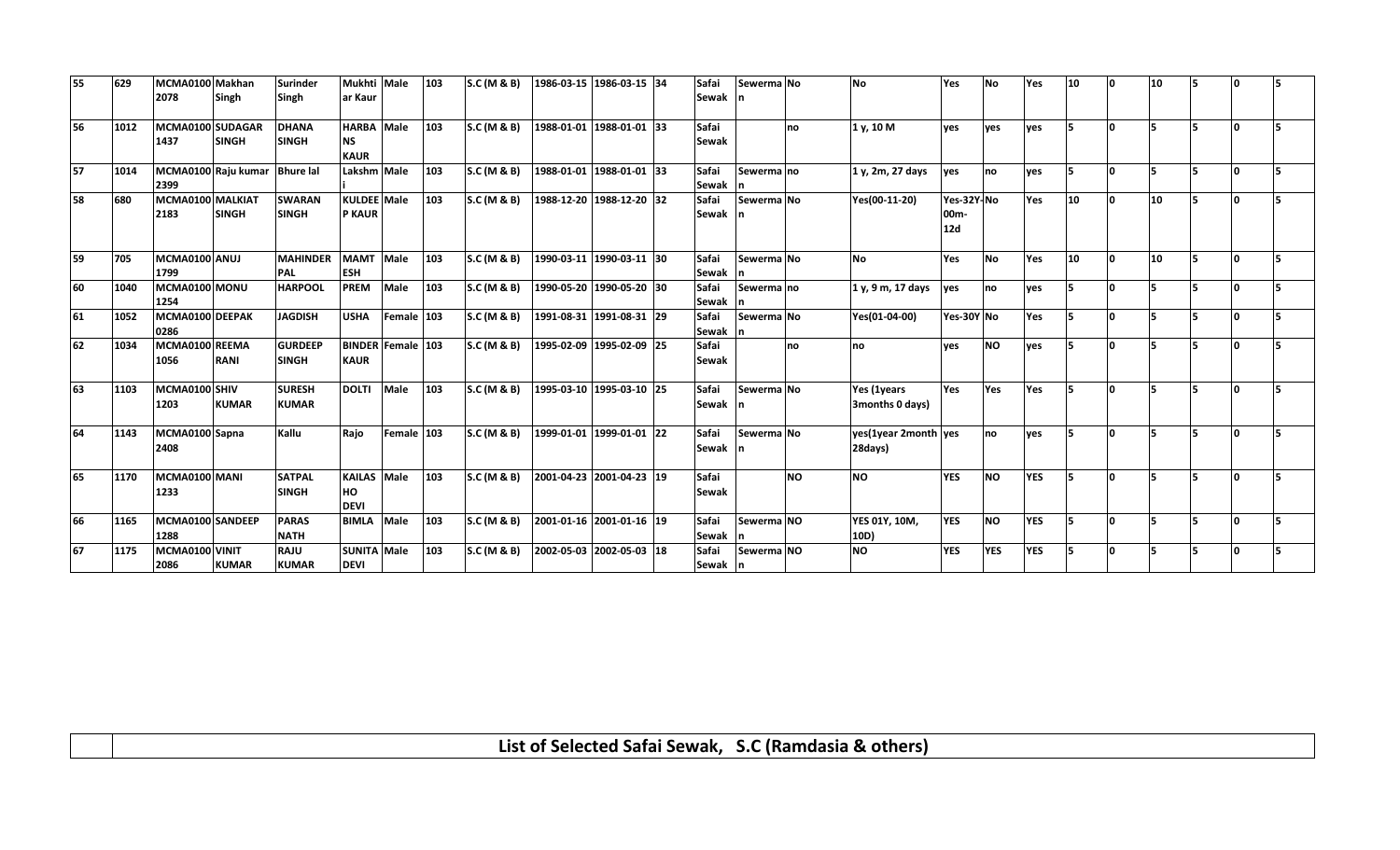| 55 | 629 | MCMA0100 2078 | Makhan Singh | Surinder Singh | Mukhtiar Kaur | Male | 103 | S.C (M & B) | 1986-03-15 | 1986-03-15 | 34 | Safai Sewak | Sewerman | No | No | Yes | No | Yes | 10 | 0 | 10 | 5 | 0 | 5 |
|---|---|---|---|---|---|---|---|---|---|---|---|---|---|---|---|---|---|---|---|---|---|---|---|---|
| 56 | 1012 | MCMA0100 1437 | SUDAGAR SINGH | DHANA SINGH | HARBANS KAUR | Male | 103 | S.C (M & B) | 1988-01-01 | 1988-01-01 | 33 | Safai Sewak | | no | 1 y, 10 M | yes | yes | yes | 5 | 0 | 5 | 5 | 0 | 5 |
| 57 | 1014 | MCMA0100 2399 | Raju kumar | Bhure lal | Lakshmi | Male | 103 | S.C (M & B) | 1988-01-01 | 1988-01-01 | 33 | Safai Sewak | Sewerman | no | 1 y, 2m, 27 days | yes | no | yes | 5 | 0 | 5 | 5 | 0 | 5 |
| 58 | 680 | MCMA0100 2183 | MALKIAT SINGH | SWARAN SINGH | KULDEEP KAUR | Male | 103 | S.C (M & B) | 1988-12-20 | 1988-12-20 | 32 | Safai Sewak | Sewerman | No | Yes(00-11-20) | Yes-32Y-00m-12d | No | Yes | 10 | 0 | 10 | 5 | 0 | 5 |
| 59 | 705 | MCMA0100 1799 | ANUJ | MAHINDER PAL | MAMTESH | Male | 103 | S.C (M & B) | 1990-03-11 | 1990-03-11 | 30 | Safai Sewak | Sewerman | No | No | Yes | No | Yes | 10 | 0 | 10 | 5 | 0 | 5 |
| 60 | 1040 | MCMA0100 1254 | MONU | HARPOOL | PREM | Male | 103 | S.C (M & B) | 1990-05-20 | 1990-05-20 | 30 | Safai Sewak | Sewerman | no | 1 y, 9 m, 17 days | yes | no | yes | 5 | 0 | 5 | 5 | 0 | 5 |
| 61 | 1052 | MCMA0100 0286 | DEEPAK | JAGDISH | USHA | Female | 103 | S.C (M & B) | 1991-08-31 | 1991-08-31 | 29 | Safai Sewak | Sewerman | No | Yes(01-04-00) | Yes-30Y | No | Yes | 5 | 0 | 5 | 5 | 0 | 5 |
| 62 | 1034 | MCMA0100 1056 | REEMA RANI | GURDEEP SINGH | BINDER KAUR | Female | 103 | S.C (M & B) | 1995-02-09 | 1995-02-09 | 25 | Safai Sewak | | no | no | yes | NO | yes | 5 | 0 | 5 | 5 | 0 | 5 |
| 63 | 1103 | MCMA0100 1203 | SHIV KUMAR | SURESH KUMAR | DOLTI | Male | 103 | S.C (M & B) | 1995-03-10 | 1995-03-10 | 25 | Safai Sewak | Sewerman | No | Yes (1years 3months 0 days) | Yes | Yes | Yes | 5 | 0 | 5 | 5 | 0 | 5 |
| 64 | 1143 | MCMA0100 2408 | Sapna | Kallu | Rajo | Female | 103 | S.C (M & B) | 1999-01-01 | 1999-01-01 | 22 | Safai Sewak | Sewerman | No | yes(1year 2month 28days) | yes | no | yes | 5 | 0 | 5 | 5 | 0 | 5 |
| 65 | 1170 | MCMA0100 1233 | MANI | SATPAL SINGH | KAILASHO DEVI | Male | 103 | S.C (M & B) | 2001-04-23 | 2001-04-23 | 19 | Safai Sewak | | NO | NO | YES | NO | YES | 5 | 0 | 5 | 5 | 0 | 5 |
| 66 | 1165 | MCMA0100 1288 | SANDEEP | PARAS NATH | BIMLA | Male | 103 | S.C (M & B) | 2001-01-16 | 2001-01-16 | 19 | Safai Sewak | Sewerman | NO | YES 01Y, 10M, 10D) | YES | NO | YES | 5 | 0 | 5 | 5 | 0 | 5 |
| 67 | 1175 | MCMA0100 2086 | VINIT KUMAR | RAJU KUMAR | SUNITA DEVI | Male | 103 | S.C (M & B) | 2002-05-03 | 2002-05-03 | 18 | Safai Sewak | Sewerman | NO | NO | YES | YES | YES | 5 | 0 | 5 | 5 | 0 | 5 |

## List of Selected Safai Sewak, S.C (Ramdasia & others)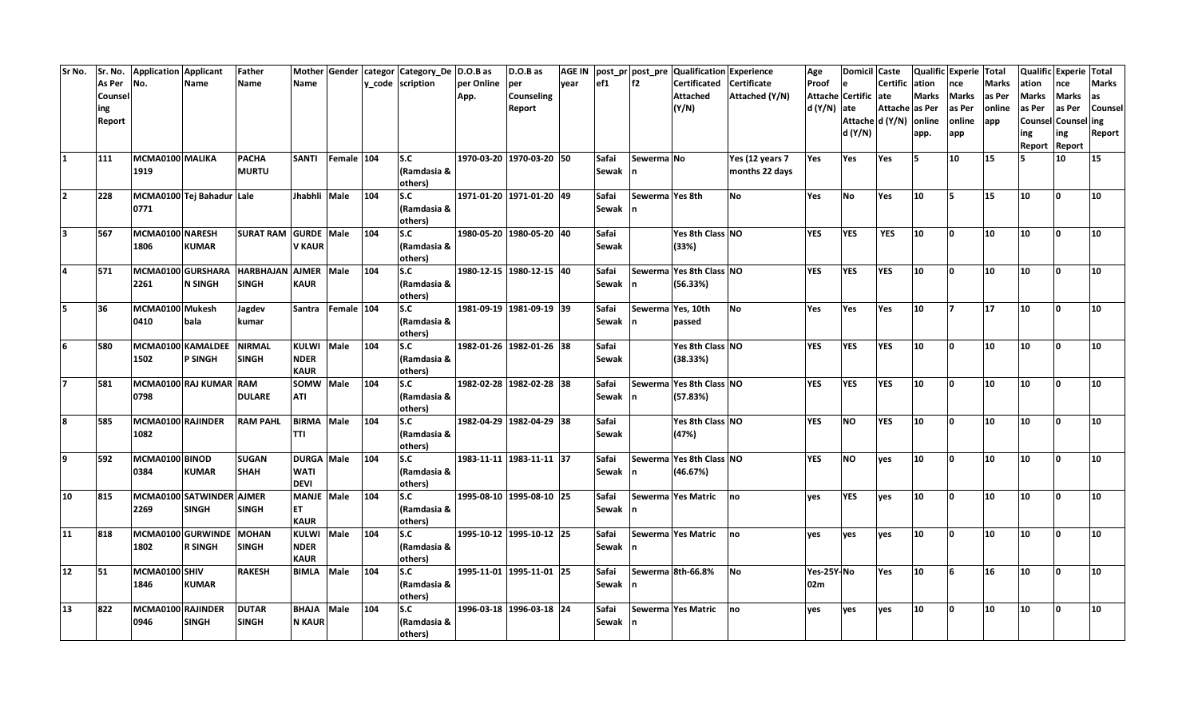| Sr No. | Sr. No. As Per Counseling Report | Application No. | Applicant Name | Father Name | Mother Name | Gender | category_code | Category_Description | D.O.B as per Online App. | D.O.B as per Counseling Report | AGE IN year | post_pref1 | post_pref2 | Qualification Certificated Attached (Y/N) | Experience Certificate Attached (Y/N) | Age Proof Attached (Y/N) | Domicile Certificate Attached (Y/N) | Caste Certificate Attached (Y/N) | Qualification Marks as Per online app. | Experience Marks as Per online app | Total Marks online app | Qualification Marks as Per Counseling Report | Experience Marks as Per Counseling Report | Total Marks as Counseling Report |
|---|---|---|---|---|---|---|---|---|---|---|---|---|---|---|---|---|---|---|---|---|---|---|---|---|
| 1 | 111 | MCMA01001919 | MALIKA | PACHA MURTU | SANTI | Female | 104 | S.C (Ramdasia & others) | 1970-03-20 | 1970-03-20 | 50 | Safai Sewak | Sewerman | No | Yes (12 years 7 months 22 days | Yes | Yes | Yes | 5 | 10 | 15 | 5 | 10 | 15 |
| 2 | 228 | MCMA01000771 | Tej Bahadur | Lale | Jhabhli | Male | 104 | S.C (Ramdasia & others) | 1971-01-20 | 1971-01-20 | 49 | Safai Sewak | Sewerman | Yes 8th | No | Yes | No | Yes | 10 | 5 | 15 | 10 | 0 | 10 |
| 3 | 567 | MCMA01001806 | NARESH KUMAR | SURAT RAM | GURDEV KAUR | Male | 104 | S.C (Ramdasia & others) | 1980-05-20 | 1980-05-20 | 40 | Safai Sewak | | Yes 8th Class (33%) | NO | YES | YES | YES | 10 | 0 | 10 | 10 | 0 | 10 |
| 4 | 571 | MCMA01002261 | GURSHARAN SINGH | HARBHAJAN SINGH | AJMER KAUR | Male | 104 | S.C (Ramdasia & others) | 1980-12-15 | 1980-12-15 | 40 | Safai Sewak | Sewerman | Yes 8th Class (56.33%) | NO | YES | YES | YES | 10 | 0 | 10 | 10 | 0 | 10 |
| 5 | 36 | MCMA01000410 | Mukesh bala | Jagdev kumar | Santra | Female | 104 | S.C (Ramdasia & others) | 1981-09-19 | 1981-09-19 | 39 | Safai Sewak | Sewerman | Yes, 10th passed | No | Yes | Yes | Yes | 10 | 7 | 17 | 10 | 0 | 10 |
| 6 | 580 | MCMA01001502 | KAMALDEEP SINGH | NIRMAL SINGH | KULWINDER KAUR | Male | 104 | S.C (Ramdasia & others) | 1982-01-26 | 1982-01-26 | 38 | Safai Sewak | | Yes 8th Class (38.33%) | NO | YES | YES | YES | 10 | 0 | 10 | 10 | 0 | 10 |
| 7 | 581 | MCMA01000798 | RAJ KUMAR | RAM DULARE | SOMWATI | Male | 104 | S.C (Ramdasia & others) | 1982-02-28 | 1982-02-28 | 38 | Safai Sewak | Sewerman | Yes 8th Class (57.83%) | NO | YES | YES | YES | 10 | 0 | 10 | 10 | 0 | 10 |
| 8 | 585 | MCMA01001082 | RAJINDER | RAM PAHL | BIRMATTI | Male | 104 | S.C (Ramdasia & others) | 1982-04-29 | 1982-04-29 | 38 | Safai Sewak | | Yes 8th Class (47%) | NO | YES | NO | YES | 10 | 0 | 10 | 10 | 0 | 10 |
| 9 | 592 | MCMA01000384 | BINOD KUMAR | SUGAN SHAH | DURGAWATI DEVI | Male | 104 | S.C (Ramdasia & others) | 1983-11-11 | 1983-11-11 | 37 | Safai Sewak | Sewerman | Yes 8th Class (46.67%) | NO | YES | NO | yes | 10 | 0 | 10 | 10 | 0 | 10 |
| 10 | 815 | MCMA01002269 | SATWINDER SINGH | AJMER SINGH | MANJEET KAUR | Male | 104 | S.C (Ramdasia & others) | 1995-08-10 | 1995-08-10 | 25 | Safai Sewak | Sewerman | Yes Matric | no | yes | YES | yes | 10 | 0 | 10 | 10 | 0 | 10 |
| 11 | 818 | MCMA01001802 | GURWINDER SINGH | MOHAN SINGH | KULWINDER KAUR | Male | 104 | S.C (Ramdasia & others) | 1995-10-12 | 1995-10-12 | 25 | Safai Sewak | Sewerman | Yes Matric | no | yes | yes | yes | 10 | 0 | 10 | 10 | 0 | 10 |
| 12 | 51 | MCMA01001846 | SHIV KUMAR | RAKESH | BIMLA | Male | 104 | S.C (Ramdasia & others) | 1995-11-01 | 1995-11-01 | 25 | Safai Sewak | Sewerman | 8th-66.8% | No | Yes-25Y-02m | No | Yes | 10 | 6 | 16 | 10 | 0 | 10 |
| 13 | 822 | MCMA01000946 | RAJINDER SINGH | DUTAR SINGH | BHAJAN KAUR | Male | 104 | S.C (Ramdasia & others) | 1996-03-18 | 1996-03-18 | 24 | Safai Sewak | Sewerman | Yes Matric | no | yes | yes | yes | 10 | 0 | 10 | 10 | 0 | 10 |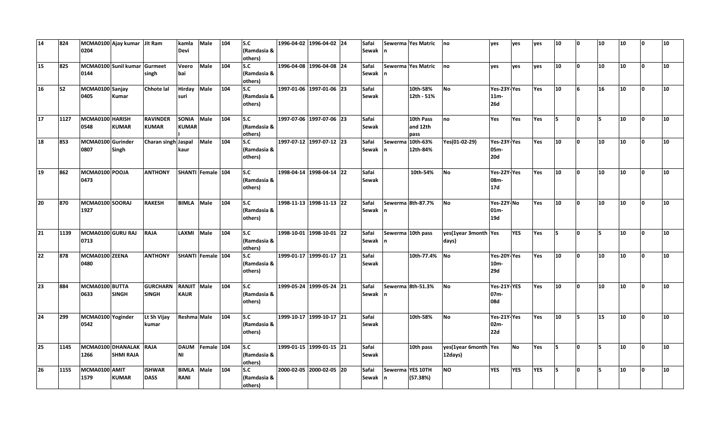| 14 | 824 | MCMA0100 0204 | Ajay kumar | Jit Ram | kamla Devi | Male | 104 | S.C (Ramdasia & others) | 1996-04-02 | 1996-04-02 | 24 | Safai Sewak | Sewerma n | Yes Matric | no | yes | yes | yes | 10 | 0 | 10 | 10 | 0 | 10 |
|---|---|---|---|---|---|---|---|---|---|---|---|---|---|---|---|---|---|---|---|---|---|---|---|---|
| 15 | 825 | MCMA0100 0144 | Sunil kumar | Gurmeet singh | Veero bai | Male | 104 | S.C (Ramdasia & others) | 1996-04-08 | 1996-04-08 | 24 | Safai Sewak | Sewerma n | Yes Matric | no | yes | yes | yes | 10 | 0 | 10 | 10 | 0 | 10 |
| 16 | 52 | MCMA0100 0405 | Sanjay Kumar | Chhote lal | Hirday suri | Male | 104 | S.C (Ramdasia & others) | 1997-01-06 | 1997-01-06 | 23 | Safai Sewak | | 10th-58% 12th - 51% | No | Yes-23Y-11m-26d | Yes | Yes | 10 | 6 | 16 | 10 | 0 | 10 |
| 17 | 1127 | MCMA0100 0548 | HARISH KUMAR | RAVINDER KUMAR | SONIA KUMARI | Male | 104 | S.C (Ramdasia & others) | 1997-07-06 | 1997-07-06 | 23 | Safai Sewak | | 10th Pass and 12th pass | no | Yes | Yes | Yes | 5 | 0 | 5 | 10 | 0 | 10 |
| 18 | 853 | MCMA0100 0807 | Gurinder Singh | Charan singh | Jaspal kaur | Male | 104 | S.C (Ramdasia & others) | 1997-07-12 | 1997-07-12 | 23 | Safai Sewak | Sewerma n | 10th-63% 12th-84% | Yes(01-02-29) | Yes-23Y-05m-20d | Yes | Yes | 10 | 0 | 10 | 10 | 0 | 10 |
| 19 | 862 | MCMA0100 0473 | POOJA | ANTHONY | SHANTI | Female | 104 | S.C (Ramdasia & others) | 1998-04-14 | 1998-04-14 | 22 | Safai Sewak | | 10th-54% | No | Yes-22Y-08m-17d | Yes | Yes | 10 | 0 | 10 | 10 | 0 | 10 |
| 20 | 870 | MCMA0100 1927 | SOORAJ | RAKESH | BIMLA | Male | 104 | S.C (Ramdasia & others) | 1998-11-13 | 1998-11-13 | 22 | Safai Sewak | Sewerma n | 8th-87.7% | No | Yes-22Y-01m-19d | No | Yes | 10 | 0 | 10 | 10 | 0 | 10 |
| 21 | 1139 | MCMA0100 0713 | GURU RAJ | RAJA | LAXMI | Male | 104 | S.C (Ramdasia & others) | 1998-10-01 | 1998-10-01 | 22 | Safai Sewak | Sewerma n | 10th pass | yes(1year 3month days) | Yes | YES | Yes | 5 | 0 | 5 | 10 | 0 | 10 |
| 22 | 878 | MCMA0100 0480 | ZEENA | ANTHONY | SHANTI | Female | 104 | S.C (Ramdasia & others) | 1999-01-17 | 1999-01-17 | 21 | Safai Sewak | | 10th-77.4% | No | Yes-20Y-10m-29d | Yes | Yes | 10 | 0 | 10 | 10 | 0 | 10 |
| 23 | 884 | MCMA0100 0633 | BUTTA SINGH | GURCHARN SINGH | RANJIT KAUR | Male | 104 | S.C (Ramdasia & others) | 1999-05-24 | 1999-05-24 | 21 | Safai Sewak | Sewerma n | 8th-51.3% | No | Yes-21Y-07m-08d | YES | Yes | 10 | 0 | 10 | 10 | 0 | 10 |
| 24 | 299 | MCMA0100 0542 | Yoginder | Lt Sh Vijay kumar | Reshma | Male | 104 | S.C (Ramdasia & others) | 1999-10-17 | 1999-10-17 | 21 | Safai Sewak | | 10th-58% | No | Yes-21Y-02m-22d | Yes | Yes | 10 | 5 | 15 | 10 | 0 | 10 |
| 25 | 1145 | MCMA0100 1266 | DHANALAKSHMI RAJA | RAJA | DAUMNI | Female | 104 | S.C (Ramdasia & others) | 1999-01-15 | 1999-01-15 | 21 | Safai Sewak | | 10th pass | yes(1year 6month 12days) | Yes | No | Yes | 5 | 0 | 5 | 10 | 0 | 10 |
| 26 | 1155 | MCMA0100 1579 | AMIT KUMAR | ISHWAR DASS | BIMLA RANI | Male | 104 | S.C (Ramdasia & others) | 2000-02-05 | 2000-02-05 | 20 | Safai Sewak | Sewerma n | YES 10TH (57.38%) | NO | YES | YES | YES | 5 | 0 | 5 | 10 | 0 | 10 |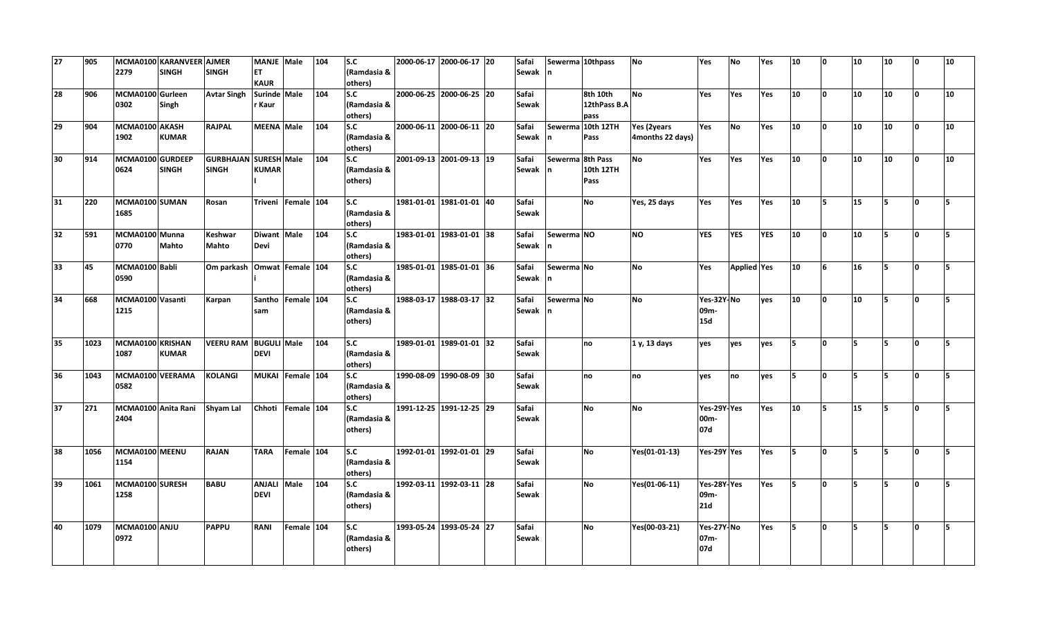| 27 | 905 | MCMA0100 2279 | KARANVEER SINGH | AJMER SINGH | MANJEET KAUR | Male | 104 | S.C (Ramdasia & others) | 2000-06-17 | 2000-06-17 | 20 | Safai Sewak | Sewerman | 10thpass | No | Yes | No | Yes | 10 | 0 | 10 | 10 | 0 | 10 |
|---|---|---|---|---|---|---|---|---|---|---|---|---|---|---|---|---|---|---|---|---|---|---|---|---|
| 28 | 906 | MCMA0100 0302 | Gurleen Singh | Avtar Singh | Surinder Kaur | Male | 104 | S.C (Ramdasia & others) | 2000-06-25 | 2000-06-25 | 20 | Safai Sewak | | 8th 10th 12thPass B.A pass | No | Yes | Yes | Yes | 10 | 0 | 10 | 10 | 0 | 10 |
| 29 | 904 | MCMA0100 1902 | AKASH KUMAR | RAJPAL | MEENA | Male | 104 | S.C (Ramdasia & others) | 2000-06-11 | 2000-06-11 | 20 | Safai Sewak | Sewerman | 10th 12TH Pass | Yes (2years 4months 22 days) | Yes | No | Yes | 10 | 0 | 10 | 10 | 0 | 10 |
| 30 | 914 | MCMA0100 0624 | GURDEEP SINGH | GURBHAJAN SINGH | SURESH KUMARI | Male | 104 | S.C (Ramdasia & others) | 2001-09-13 | 2001-09-13 | 19 | Safai Sewak | Sewerman | 8th Pass 10th 12TH Pass | No | Yes | Yes | Yes | 10 | 0 | 10 | 10 | 0 | 10 |
| 31 | 220 | MCMA0100 1685 | SUMAN | Rosan | Triveni | Female | 104 | S.C (Ramdasia & others) | 1981-01-01 | 1981-01-01 | 40 | Safai Sewak | | No | Yes, 25 days | Yes | Yes | Yes | 10 | 5 | 15 | 5 | 0 | 5 |
| 32 | 591 | MCMA0100 0770 | Munna Mahto | Keshwar Mahto | Diwanti Devi | Male | 104 | S.C (Ramdasia & others) | 1983-01-01 | 1983-01-01 | 38 | Safai Sewak | Sewerman | NO | NO | YES | YES | YES | 10 | 0 | 10 | 5 | 0 | 5 |
| 33 | 45 | MCMA0100 0590 | Babli | Om parkash | Omwati | Female | 104 | S.C (Ramdasia & others) | 1985-01-01 | 1985-01-01 | 36 | Safai Sewak | Sewerman | No | No | Yes | Applied | Yes | 10 | 6 | 16 | 5 | 0 | 5 |
| 34 | 668 | MCMA0100 1215 | Vasanti | Karpan | Santhosam | Female | 104 | S.C (Ramdasia & others) | 1988-03-17 | 1988-03-17 | 32 | Safai Sewak | Sewerman | No | No | Yes-32Y-09m-15d | No | yes | 10 | 0 | 10 | 5 | 0 | 5 |
| 35 | 1023 | MCMA0100 1087 | KRISHAN KUMAR | VEERU RAM | BUGULI DEVI | Male | 104 | S.C (Ramdasia & others) | 1989-01-01 | 1989-01-01 | 32 | Safai Sewak | | no | 1 y, 13 days | yes | yes | yes | 5 | 0 | 5 | 5 | 0 | 5 |
| 36 | 1043 | MCMA0100 0582 | VEERAMA | KOLANGI | MUKAI | Female | 104 | S.C (Ramdasia & others) | 1990-08-09 | 1990-08-09 | 30 | Safai Sewak | | no | no | yes | no | yes | 5 | 0 | 5 | 5 | 0 | 5 |
| 37 | 271 | MCMA0100 2404 | Anita Rani | Shyam Lal | Chhoti | Female | 104 | S.C (Ramdasia & others) | 1991-12-25 | 1991-12-25 | 29 | Safai Sewak | | No | No | Yes-29Y-00m-07d | Yes | Yes | 10 | 5 | 15 | 5 | 0 | 5 |
| 38 | 1056 | MCMA0100 1154 | MEENU | RAJAN | TARA | Female | 104 | S.C (Ramdasia & others) | 1992-01-01 | 1992-01-01 | 29 | Safai Sewak | | No | Yes(01-01-13) | Yes-29Y | Yes | Yes | 5 | 0 | 5 | 5 | 0 | 5 |
| 39 | 1061 | MCMA0100 1258 | SURESH | BABU | ANJALI DEVI | Male | 104 | S.C (Ramdasia & others) | 1992-03-11 | 1992-03-11 | 28 | Safai Sewak | | No | Yes(01-06-11) | Yes-28Y-09m-21d | Yes | Yes | 5 | 0 | 5 | 5 | 0 | 5 |
| 40 | 1079 | MCMA0100 0972 | ANJU | PAPPU | RANI | Female | 104 | S.C (Ramdasia & others) | 1993-05-24 | 1993-05-24 | 27 | Safai Sewak | | No | Yes(00-03-21) | Yes-27Y-07m-07d | No | Yes | 5 | 0 | 5 | 5 | 0 | 5 |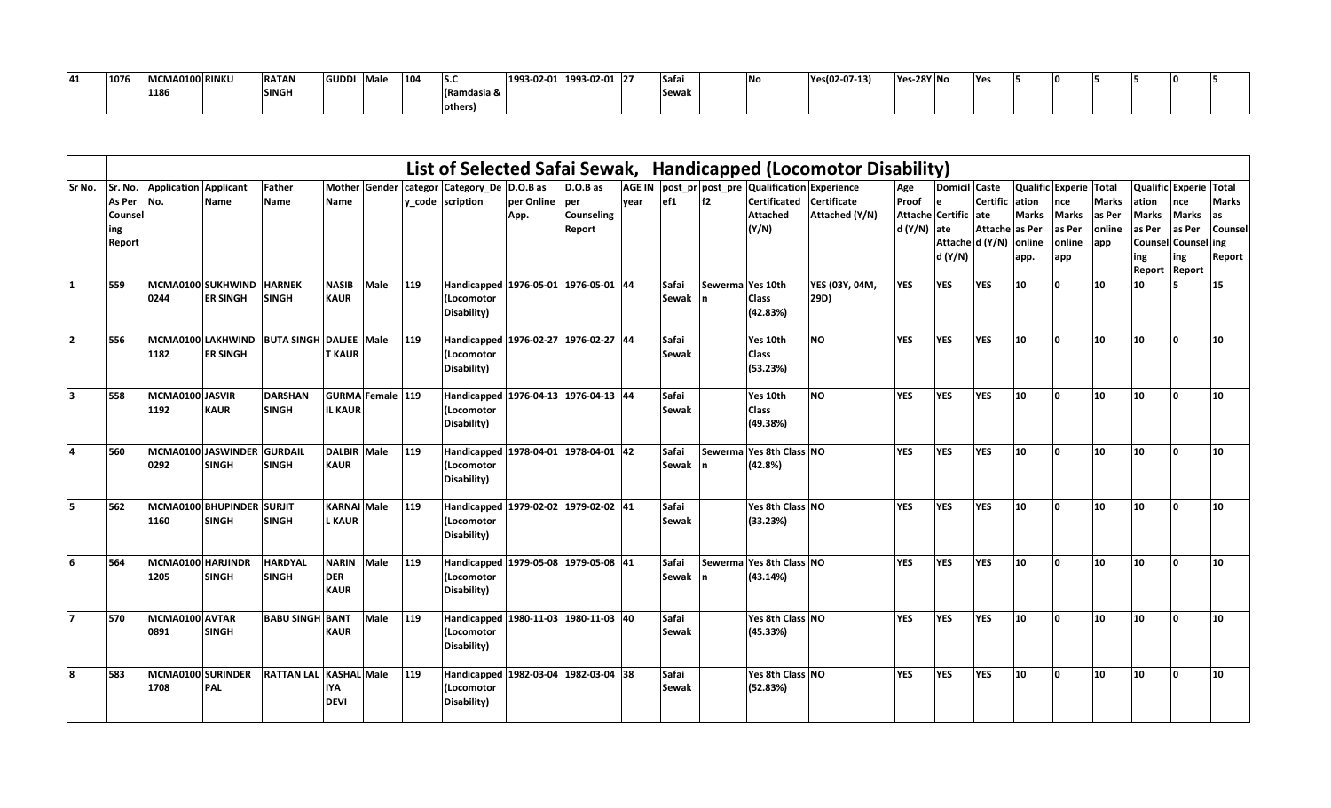| 41 | 1076 | MCMA0100 1186 | RINKU | RATAN SINGH | GUDDI | Male | 104 | S.C (Ramdasia & others) | 1993-02-01 | 1993-02-01 | 27 | Safai Sewak | | No | Yes(02-07-13) | Yes-28Y | No | Yes | 5 | 0 | 5 | 5 | 0 | 5 |
|---|---|---|---|---|---|---|---|---|---|---|---|---|---|---|---|---|---|---|---|---|---|---|---|---|

## List of Selected Safai Sewak, Handicapped (Locomotor Disability)

| Sr No. | Sr. No. As Per Counseling Report | Application No. | Applicant Name | Father Name | Mother Name | Gender | category_code | Category_Description | D.O.B as per Online App. | D.O.B as per Counseling Report | AGE IN year | post_pref1 | post_pref2 | Qualification Certificated Attached (Y/N) | Experience Certificate Attached (Y/N) | Age Proof Attached (Y/N) | Domicile Certificate Attached (Y/N) | Caste Certificate Attached (Y/N) | Qualification Marks as Per online app. | Experience Marks as Per online app | Total Marks as Per online app | Qualification Marks as Per Counseling Report | Experience Marks as Per Counseling Report | Total Marks as Counseling Report |
|---|---|---|---|---|---|---|---|---|---|---|---|---|---|---|---|---|---|---|---|---|---|---|---|---|
| 1 | 559 | MCMA0100 0244 | SUKHWINDER SINGH | HARNEK SINGH | NASIB KAUR | Male | 119 | Handicapped (Locomotor Disability) | 1976-05-01 | 1976-05-01 | 44 | Safai Sewak | Sewerman | Yes 10th Class (42.83%) | YES (03Y, 04M, 29D) | YES | YES | YES | 10 | 0 | 10 | 10 | 5 | 15 |
| 2 | 556 | MCMA0100 1182 | LAKHWINDER SINGH | BUTA SINGH | DALJEET KAUR | Male | 119 | Handicapped (Locomotor Disability) | 1976-02-27 | 1976-02-27 | 44 | Safai Sewak | | Yes 10th Class (53.23%) | NO | YES | YES | YES | 10 | 0 | 10 | 10 | 0 | 10 |
| 3 | 558 | MCMA0100 1192 | JASVIR KAUR | DARSHAN SINGH | GURMAIL KAUR | Female | 119 | Handicapped (Locomotor Disability) | 1976-04-13 | 1976-04-13 | 44 | Safai Sewak | | Yes 10th Class (49.38%) | NO | YES | YES | YES | 10 | 0 | 10 | 10 | 0 | 10 |
| 4 | 560 | MCMA0100 0292 | JASWINDER SINGH | GURDAIL SINGH | DALBIR KAUR | Male | 119 | Handicapped (Locomotor Disability) | 1978-04-01 | 1978-04-01 | 42 | Safai Sewak | Sewerman | Yes 8th Class (42.8%) | NO | YES | YES | YES | 10 | 0 | 10 | 10 | 0 | 10 |
| 5 | 562 | MCMA0100 1160 | BHUPINDER SINGH | SURJIT SINGH | KARNAIL KAUR | Male | 119 | Handicapped (Locomotor Disability) | 1979-02-02 | 1979-02-02 | 41 | Safai Sewak | | Yes 8th Class (33.23%) | NO | YES | YES | YES | 10 | 0 | 10 | 10 | 0 | 10 |
| 6 | 564 | MCMA0100 1205 | HARJINDR SINGH | HARDYAL SINGH | NARINDER KAUR | Male | 119 | Handicapped (Locomotor Disability) | 1979-05-08 | 1979-05-08 | 41 | Safai Sewak | Sewerman | Yes 8th Class (43.14%) | NO | YES | YES | YES | 10 | 0 | 10 | 10 | 0 | 10 |
| 7 | 570 | MCMA0100 0891 | AVTAR SINGH | BABU SINGH | BANT KAUR | Male | 119 | Handicapped (Locomotor Disability) | 1980-11-03 | 1980-11-03 | 40 | Safai Sewak | | Yes 8th Class (45.33%) | NO | YES | YES | YES | 10 | 0 | 10 | 10 | 0 | 10 |
| 8 | 583 | MCMA0100 1708 | SURINDER PAL | RATTAN LAL | KASHALYA DEVI | Male | 119 | Handicapped (Locomotor Disability) | 1982-03-04 | 1982-03-04 | 38 | Safai Sewak | | Yes 8th Class (52.83%) | NO | YES | YES | YES | 10 | 0 | 10 | 10 | 0 | 10 |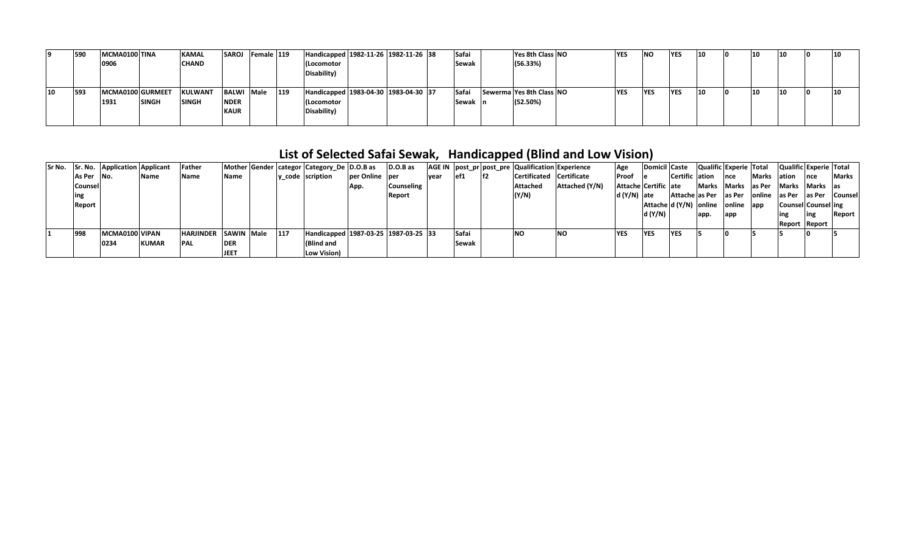| 9 | 590 | MCMA0100 0906 | TINA | KAMAL CHAND | SAROJ | Female | 119 | Handicapped (Locomotor Disability) | 1982-11-26 | 1982-11-26 | 38 | Safai Sewak | | Yes 8th Class (56.33%) | NO | YES | NO | YES | 10 | 0 | 10 | 10 | 0 | 10 |
|---|---|---|---|---|---|---|---|---|---|---|---|---|---|---|---|---|---|---|---|---|---|---|---|---|
| 10 | 593 | MCMA0100 1931 | GURMEET SINGH | KULWANT SINGH | BALWINDER KAUR | Male | 119 | Handicapped (Locomotor Disability) | 1983-04-30 | 1983-04-30 | 37 | Safai Sewak | Sewerman | Yes 8th Class (52.50%) | NO | YES | YES | YES | 10 | 0 | 10 | 10 | 0 | 10 |

## List of Selected Safai Sewak, Handicapped (Blind and Low Vision)

| Sr No. | Sr. No. As Per Counseling Report | Application No. | Applicant Name | Father Name | Mother Name | Gender | category_code | Category_Description | D.O.B as per Online App. | D.O.B as per Counseling Report | AGE IN year | post_pref1 | post_pref2 | Qualification Certificated Attached (Y/N) | Experience Certificate Attached (Y/N) | Age Proof Attached (Y/N) | Domicile Certificate Attached (Y/N) | Caste Certificate Attached (Y/N) | Qualification Marks as Per online app. | Experience Marks as Per online app | Total Marks as Per online app | Qualification Marks as Per Counseling Report | Experience Marks as Per Counseling Report | Total Marks as Counseling Report |
|---|---|---|---|---|---|---|---|---|---|---|---|---|---|---|---|---|---|---|---|---|---|---|---|---|
| 1 | 998 | MCMA0100 0234 | VIPAN KUMAR | HARJINDER PAL | SAWINDER JEET | Male | 117 | Handicapped (Blind and Low Vision) | 1987-03-25 | 1987-03-25 | 33 | Safai Sewak | | NO | NO | YES | YES | YES | 5 | 0 | 5 | 5 | 0 | 5 |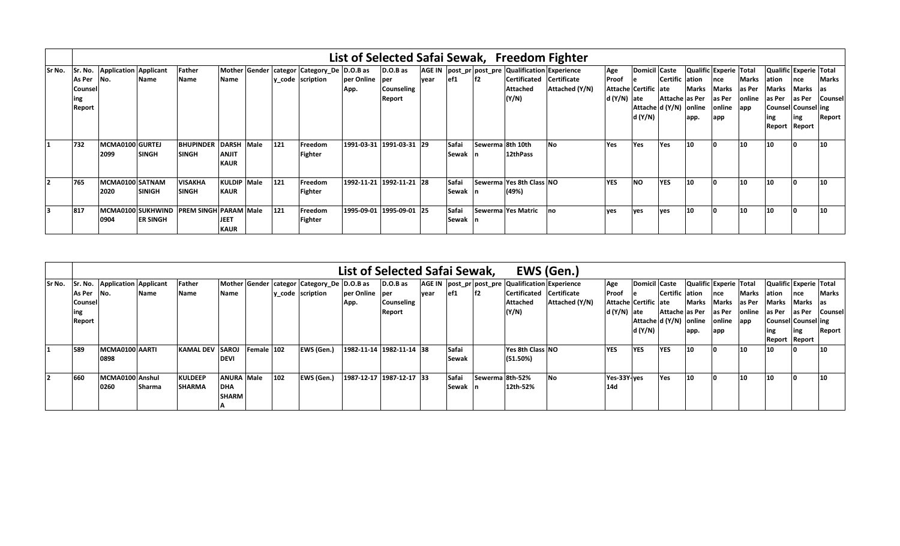## List of Selected Safai Sewak, Freedom Fighter

| Sr No. | Sr. No. As Per Counseling Report | Application No. | Applicant Name | Father Name | Mother Name | Gender | category_code | Category_Description | D.O.B as per Online App. | D.O.B as per Counseling Report | AGE IN year | post_pref1 | post_pref2 | Qualification Certificated Attached (Y/N) | Experience Certificate Attached (Y/N) | Age Proof Attached (Y/N) | Domicile Certificate Attached (Y/N) | Caste Certificate Attached (Y/N) | Qualification Marks as Per online app. | Experience Marks as Per online app | Total Marks as Per online app | Qualification Marks as Per Counseling Report | Experience Marks as Per Counseling Report | Total Marks as Counseling Report |
|---|---|---|---|---|---|---|---|---|---|---|---|---|---|---|---|---|---|---|---|---|---|---|---|---|
| 1 | 732 | MCMA0100 2099 | GURTEJ SINGH | BHUPINDER SINGH | DARSHANJIT KAUR | Male | 121 | Freedom Fighter | 1991-03-31 | 1991-03-31 | 29 | Safai Sewak | Sewerman | 8th 10th 12thPass | No | Yes | Yes | Yes | 10 | 0 | 10 | 10 | 0 | 10 |
| 2 | 765 | MCMA0100 2020 | SATNAM SINGH | VISAKHA SINGH | KULDIP KAUR | Male | 121 | Freedom Fighter | 1992-11-21 | 1992-11-21 | 28 | Safai Sewak | Sewerman | Yes 8th Class (49%) | NO | YES | NO | YES | 10 | 0 | 10 | 10 | 0 | 10 |
| 3 | 817 | MCMA0100 0904 | SUKHWINDER SINGH | PREM SINGH | PARAMJEET KAUR | Male | 121 | Freedom Fighter | 1995-09-01 | 1995-09-01 | 25 | Safai Sewak | Sewerman | Yes Matric | no | yes | yes | yes | 10 | 0 | 10 | 10 | 0 | 10 |

## List of Selected Safai Sewak, EWS (Gen.)

| Sr No. | Sr. No. As Per Counseling Report | Application No. | Applicant Name | Father Name | Mother Name | Gender | category_code | Category_Description | D.O.B as per Online App. | D.O.B as per Counseling Report | AGE IN year | post_pref1 | post_pref2 | Qualification Certificated Attached (Y/N) | Experience Certificate Attached (Y/N) | Age Proof Attached (Y/N) | Domicile Certificate Attached (Y/N) | Caste Certificate Attached (Y/N) | Qualification Marks as Per online app. | Experience Marks as Per online app | Total Marks as Per online app | Qualification Marks as Per Counseling Report | Experience Marks as Per Counseling Report | Total Marks as Counseling Report |
|---|---|---|---|---|---|---|---|---|---|---|---|---|---|---|---|---|---|---|---|---|---|---|---|---|
| 1 | 589 | MCMA0100 0898 | AARTI | KAMAL DEV | SAROJ DEVI | Female | 102 | EWS (Gen.) | 1982-11-14 | 1982-11-14 | 38 | Safai Sewak | | Yes 8th Class (51.50%) | NO | YES | YES | YES | 10 | 0 | 10 | 10 | 0 | 10 |
| 2 | 660 | MCMA0100 0260 | Anshul Sharma | KULDEEP SHARMA | ANURADHA SHARMA | Male | 102 | EWS (Gen.) | 1987-12-17 | 1987-12-17 | 33 | Safai Sewak | Sewerman | 8th-52% 12th-52% | No | Yes-33Y-14d | yes | Yes | 10 | 0 | 10 | 10 | 0 | 10 |